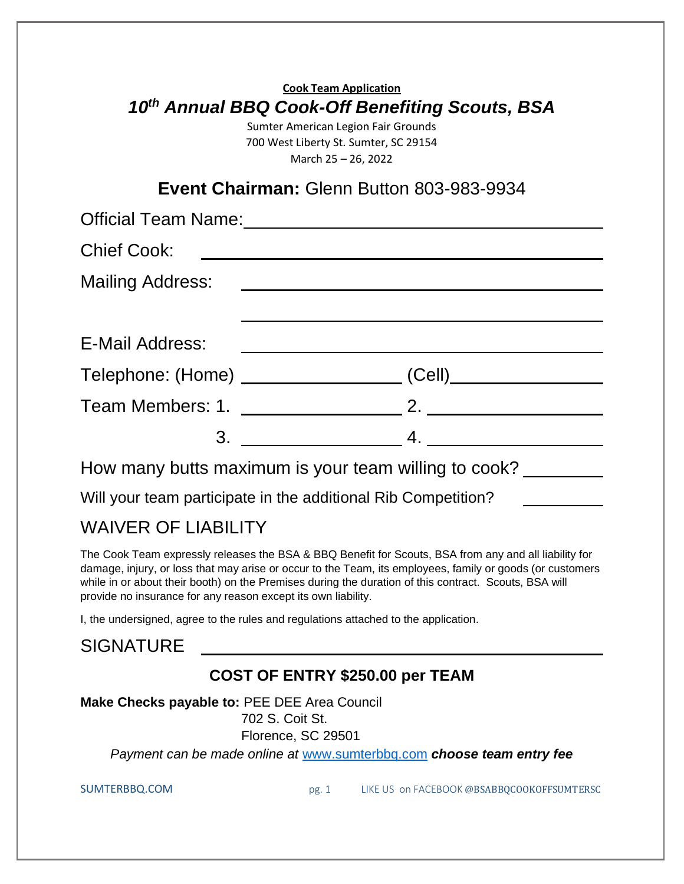**Cook Team Application**

# *10th Annual BBQ Cook-Off Benefiting Scouts, BSA*

Sumter American Legion Fair Grounds
700 West Liberty St. Sumter, SC 29154
March 25 – 26, 2022

## **Event Chairman:** Glenn Button 803-983-9934

Official Team Name: ______________________________

Chief Cook: ______________________________

Mailing Address: ______________________________

______________________________

E-Mail Address: ______________________________

Telephone: (Home) ________________ (Cell)________________

Team Members: 1. ________________ 2. ________________

3. ________________ 4. ________________

How many butts maximum is your team willing to cook? ________

Will your team participate in the additional Rib Competition? ________

## WAIVER OF LIABILITY

The Cook Team expressly releases the BSA & BBQ Benefit for Scouts, BSA from any and all liability for damage, injury, or loss that may arise or occur to the Team, its employees, family or goods (or customers while in or about their booth) on the Premises during the duration of this contract. Scouts, BSA will provide no insurance for any reason except its own liability.

I, the undersigned, agree to the rules and regulations attached to the application.

SIGNATURE ______________________________

### COST OF ENTRY $250.00 per TEAM

**Make Checks payable to:** PEE DEE Area Council
702 S. Coit St.
Florence, SC 29501

*Payment can be made online at* www.sumterbbq.com ***choose team entry fee***

SUMTERBBQ.COM LIKE US on FACEBOOK @BSABBQCOOKOFFSUMTERSC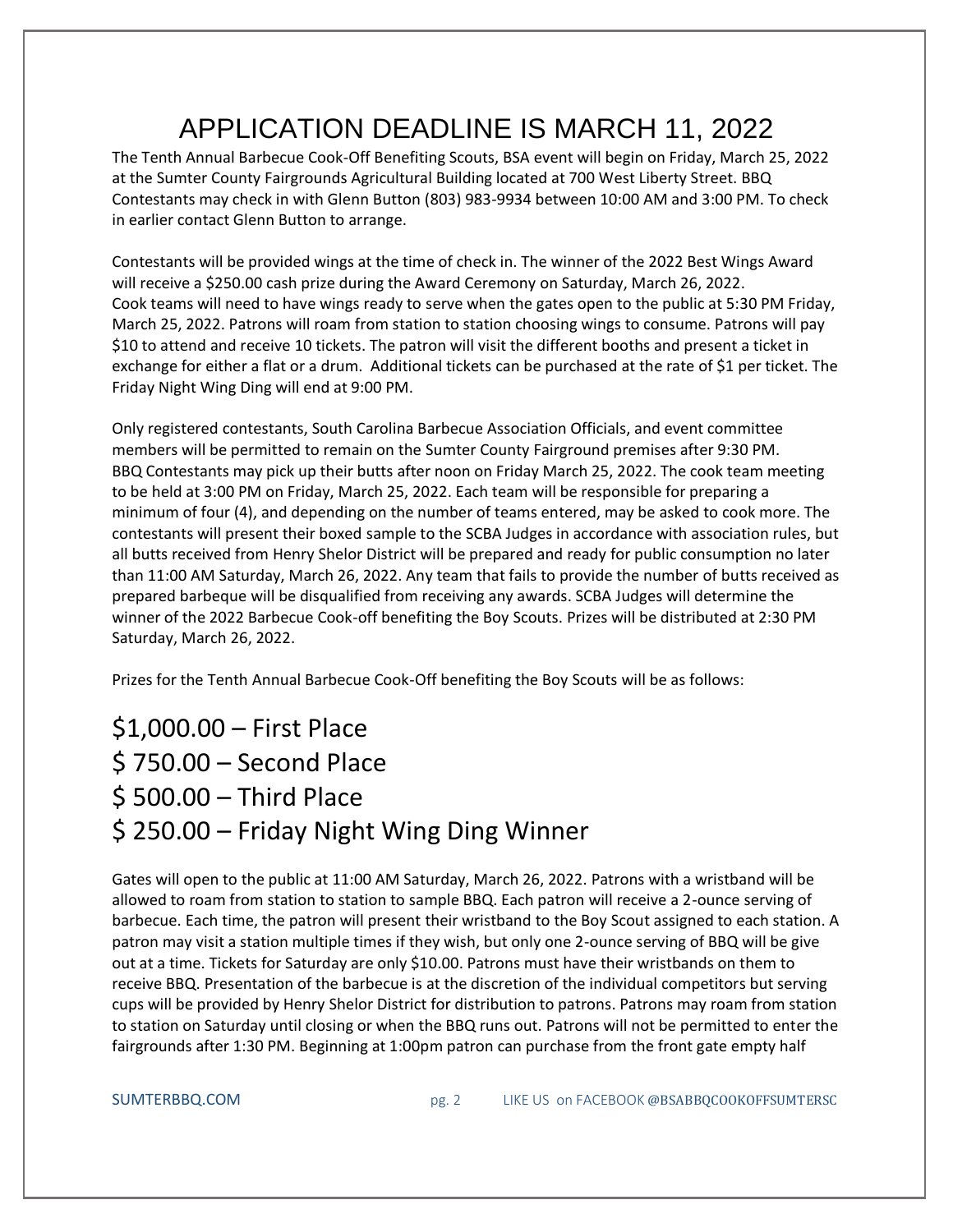# APPLICATION DEADLINE IS MARCH 11, 2022

The Tenth Annual Barbecue Cook-Off Benefiting Scouts, BSA event will begin on Friday, March 25, 2022 at the Sumter County Fairgrounds Agricultural Building located at 700 West Liberty Street. BBQ Contestants may check in with Glenn Button (803) 983-9934 between 10:00 AM and 3:00 PM. To check in earlier contact Glenn Button to arrange.

Contestants will be provided wings at the time of check in. The winner of the 2022 Best Wings Award will receive a $250.00 cash prize during the Award Ceremony on Saturday, March 26, 2022. Cook teams will need to have wings ready to serve when the gates open to the public at 5:30 PM Friday, March 25, 2022. Patrons will roam from station to station choosing wings to consume. Patrons will pay $10 to attend and receive 10 tickets. The patron will visit the different booths and present a ticket in exchange for either a flat or a drum. Additional tickets can be purchased at the rate of $1 per ticket. The Friday Night Wing Ding will end at 9:00 PM.

Only registered contestants, South Carolina Barbecue Association Officials, and event committee members will be permitted to remain on the Sumter County Fairground premises after 9:30 PM. BBQ Contestants may pick up their butts after noon on Friday March 25, 2022. The cook team meeting to be held at 3:00 PM on Friday, March 25, 2022. Each team will be responsible for preparing a minimum of four (4), and depending on the number of teams entered, may be asked to cook more. The contestants will present their boxed sample to the SCBA Judges in accordance with association rules, but all butts received from Henry Shelor District will be prepared and ready for public consumption no later than 11:00 AM Saturday, March 26, 2022. Any team that fails to provide the number of butts received as prepared barbeque will be disqualified from receiving any awards. SCBA Judges will determine the winner of the 2022 Barbecue Cook-off benefiting the Boy Scouts. Prizes will be distributed at 2:30 PM Saturday, March 26, 2022.

Prizes for the Tenth Annual Barbecue Cook-Off benefiting the Boy Scouts will be as follows:

## $1,000.00 – First Place
## $ 750.00 – Second Place
## $ 500.00 – Third Place
## $ 250.00 – Friday Night Wing Ding Winner

Gates will open to the public at 11:00 AM Saturday, March 26, 2022. Patrons with a wristband will be allowed to roam from station to station to sample BBQ. Each patron will receive a 2-ounce serving of barbecue. Each time, the patron will present their wristband to the Boy Scout assigned to each station. A patron may visit a station multiple times if they wish, but only one 2-ounce serving of BBQ will be give out at a time. Tickets for Saturday are only $10.00. Patrons must have their wristbands on them to receive BBQ. Presentation of the barbecue is at the discretion of the individual competitors but serving cups will be provided by Henry Shelor District for distribution to patrons. Patrons may roam from station to station on Saturday until closing or when the BBQ runs out. Patrons will not be permitted to enter the fairgrounds after 1:30 PM. Beginning at 1:00pm patron can purchase from the front gate empty half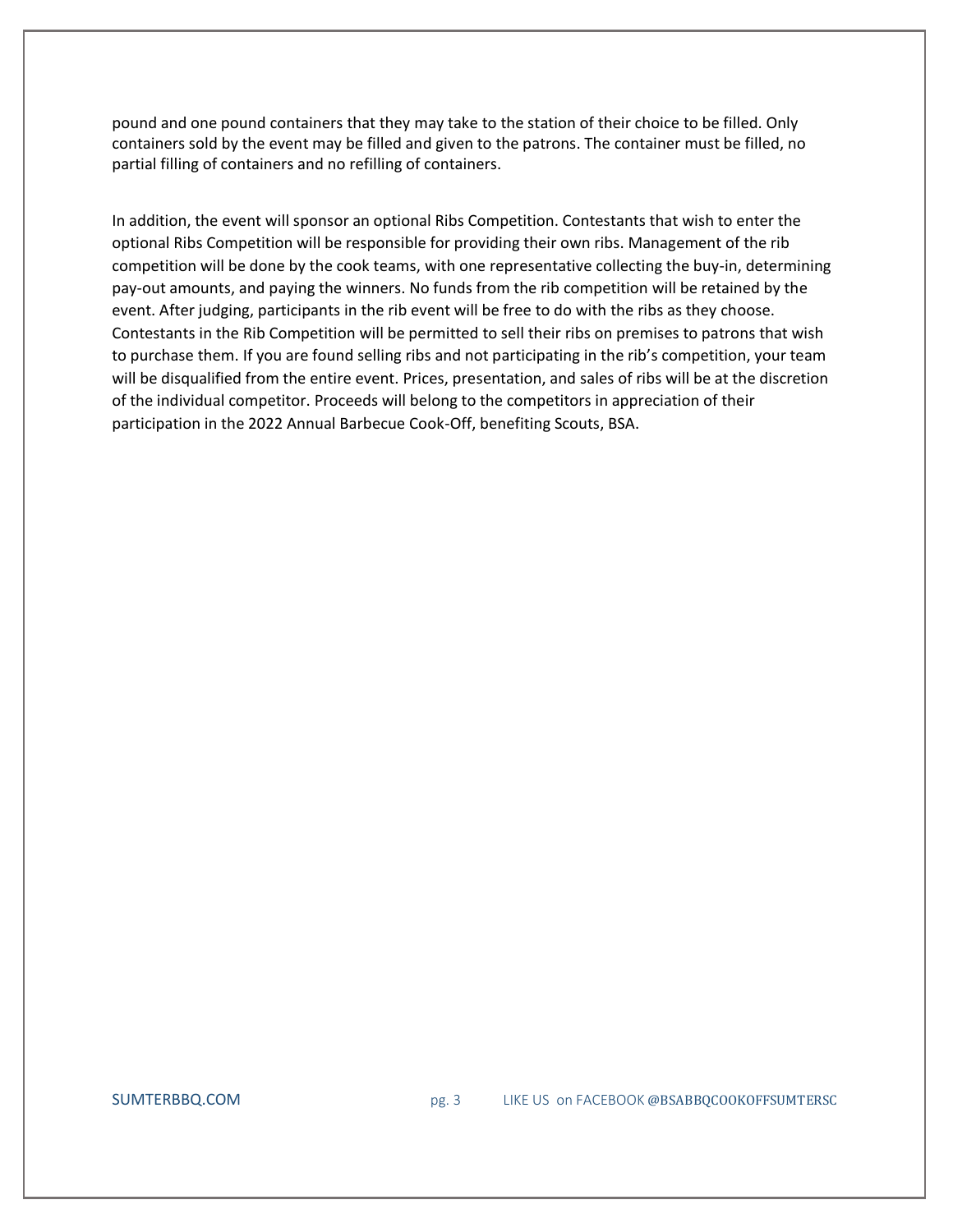pound and one pound containers that they may take to the station of their choice to be filled. Only containers sold by the event may be filled and given to the patrons. The container must be filled, no partial filling of containers and no refilling of containers.

In addition, the event will sponsor an optional Ribs Competition. Contestants that wish to enter the optional Ribs Competition will be responsible for providing their own ribs. Management of the rib competition will be done by the cook teams, with one representative collecting the buy-in, determining pay-out amounts, and paying the winners. No funds from the rib competition will be retained by the event. After judging, participants in the rib event will be free to do with the ribs as they choose. Contestants in the Rib Competition will be permitted to sell their ribs on premises to patrons that wish to purchase them. If you are found selling ribs and not participating in the rib's competition, your team will be disqualified from the entire event. Prices, presentation, and sales of ribs will be at the discretion of the individual competitor. Proceeds will belong to the competitors in appreciation of their participation in the 2022 Annual Barbecue Cook-Off, benefiting Scouts, BSA.